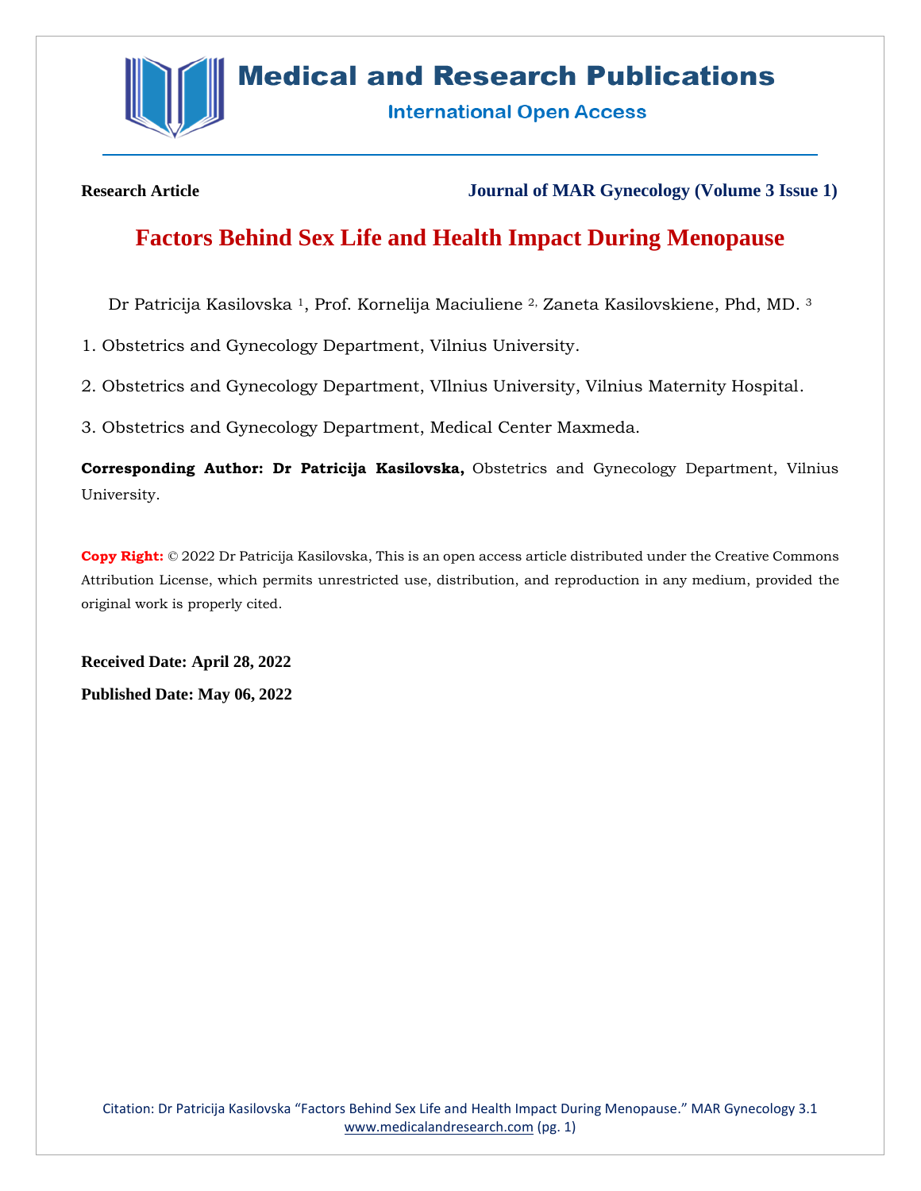**Research Article** **Journal of MAR Gynecology (Volume 3 Issue 1)**

# Factors Behind Sex Life and Health Impact During Menopause

Dr Patricija Kasilovska [1], Prof. Kornelija Maciuliene [2], Zaneta Kasilovskiene, Phd, MD. [3]

1. Obstetrics and Gynecology Department, Vilnius University.

2. Obstetrics and Gynecology Department, VIlnius University, Vilnius Maternity Hospital.

3. Obstetrics and Gynecology Department, Medical Center Maxmeda.

**Corresponding Author: Dr Patricija Kasilovska,** Obstetrics and Gynecology Department, Vilnius University.

**Copy Right:** © 2022 Dr Patricija Kasilovska, This is an open access article distributed under the Creative Commons Attribution License, which permits unrestricted use, distribution, and reproduction in any medium, provided the original work is properly cited.

**Received Date: April 28, 2022**

**Published Date: May 06, 2022**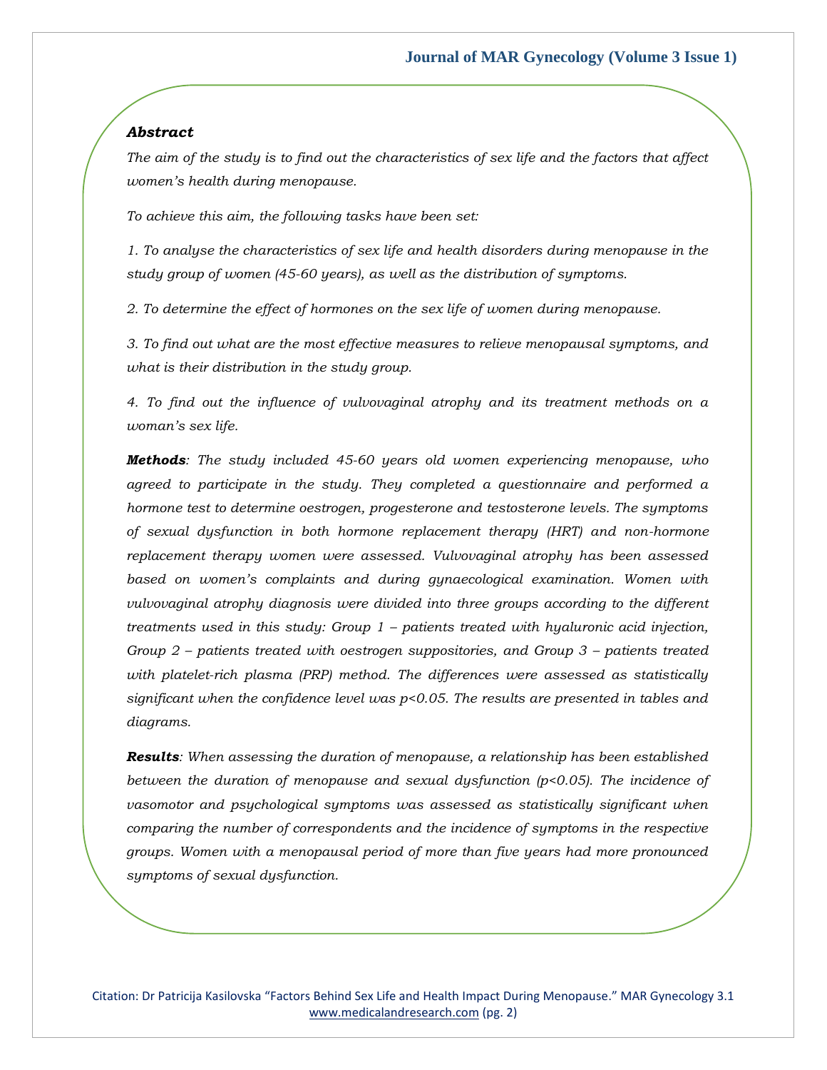### *Abstract*

*The aim of the study is to find out the characteristics of sex life and the factors that affect women's health during menopause.*

*To achieve this aim, the following tasks have been set:*

*1. To analyse the characteristics of sex life and health disorders during menopause in the study group of women (45-60 years), as well as the distribution of symptoms.*

*2. To determine the effect of hormones on the sex life of women during menopause.*

*3. To find out what are the most effective measures to relieve menopausal symptoms, and what is their distribution in the study group.*

*4. To find out the influence of vulvovaginal atrophy and its treatment methods on a woman's sex life.*

***Methods**: The study included 45-60 years old women experiencing menopause, who agreed to participate in the study. They completed a questionnaire and performed a hormone test to determine oestrogen, progesterone and testosterone levels. The symptoms of sexual dysfunction in both hormone replacement therapy (HRT) and non-hormone replacement therapy women were assessed. Vulvovaginal atrophy has been assessed based on women's complaints and during gynaecological examination. Women with vulvovaginal atrophy diagnosis were divided into three groups according to the different treatments used in this study: Group 1 – patients treated with hyaluronic acid injection, Group 2 – patients treated with oestrogen suppositories, and Group 3 – patients treated with platelet-rich plasma (PRP) method. The differences were assessed as statistically significant when the confidence level was $p<0.05$. The results are presented in tables and diagrams.*

***Results**: When assessing the duration of menopause, a relationship has been established between the duration of menopause and sexual dysfunction ($p<0.05$). The incidence of vasomotor and psychological symptoms was assessed as statistically significant when comparing the number of correspondents and the incidence of symptoms in the respective groups. Women with a menopausal period of more than five years had more pronounced symptoms of sexual dysfunction.*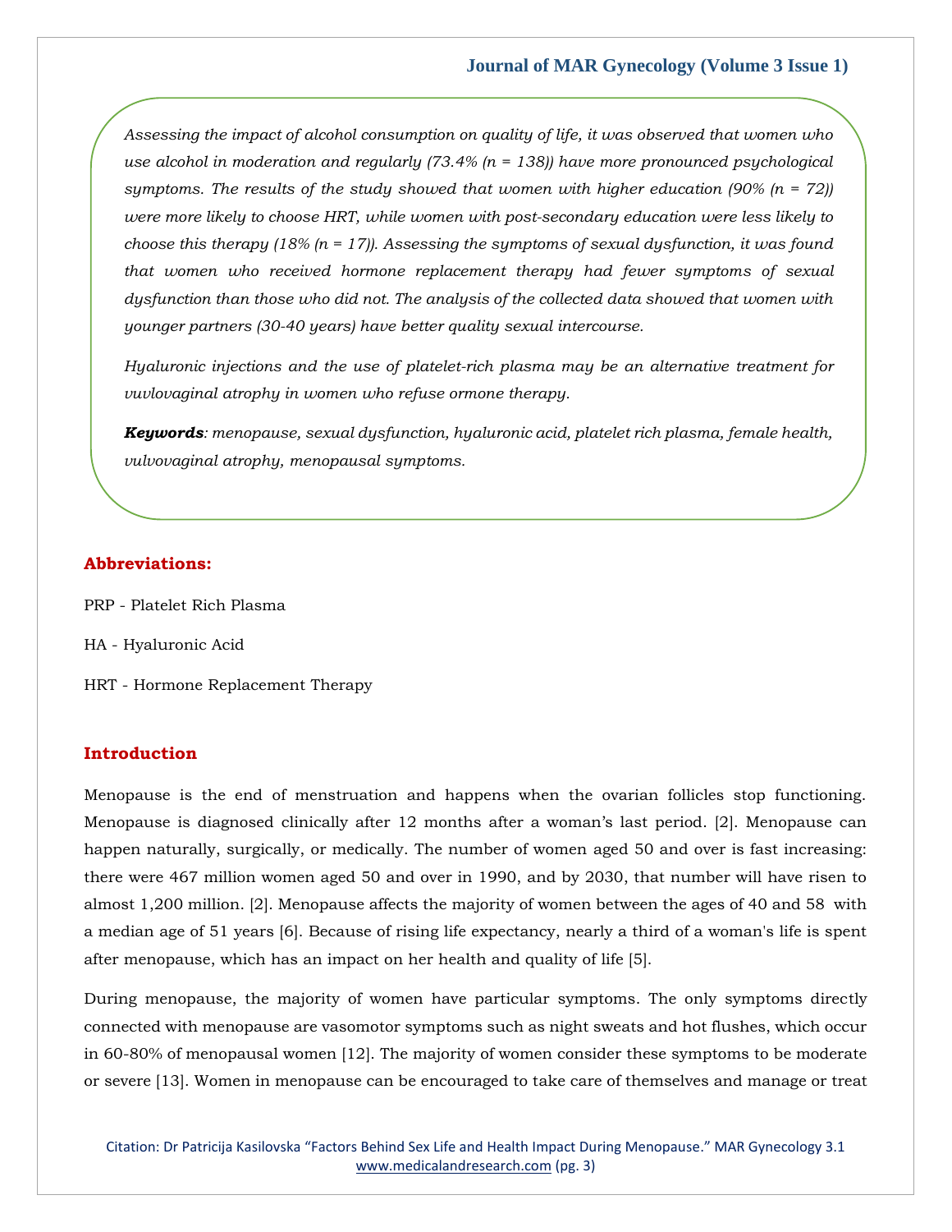*Assessing the impact of alcohol consumption on quality of life, it was observed that women who use alcohol in moderation and regularly (73.4% (n = 138)) have more pronounced psychological symptoms. The results of the study showed that women with higher education (90% (n = 72)) were more likely to choose HRT, while women with post-secondary education were less likely to choose this therapy (18% (n = 17)). Assessing the symptoms of sexual dysfunction, it was found that women who received hormone replacement therapy had fewer symptoms of sexual dysfunction than those who did not. The analysis of the collected data showed that women with younger partners (30-40 years) have better quality sexual intercourse.*

*Hyaluronic injections and the use of platelet-rich plasma may be an alternative treatment for vuvlovaginal atrophy in women who refuse ormone therapy.*

***Keywords**: menopause, sexual dysfunction, hyaluronic acid, platelet rich plasma, female health, vulvovaginal atrophy, menopausal symptoms.*

## Abbreviations:

PRP - Platelet Rich Plasma

HA - Hyaluronic Acid

HRT - Hormone Replacement Therapy

## Introduction

Menopause is the end of menstruation and happens when the ovarian follicles stop functioning. Menopause is diagnosed clinically after 12 months after a woman's last period. [2]. Menopause can happen naturally, surgically, or medically. The number of women aged 50 and over is fast increasing: there were 467 million women aged 50 and over in 1990, and by 2030, that number will have risen to almost 1,200 million. [2]. Menopause affects the majority of women between the ages of 40 and 58 with a median age of 51 years [6]. Because of rising life expectancy, nearly a third of a woman's life is spent after menopause, which has an impact on her health and quality of life [5].

During menopause, the majority of women have particular symptoms. The only symptoms directly connected with menopause are vasomotor symptoms such as night sweats and hot flushes, which occur in 60-80% of menopausal women [12]. The majority of women consider these symptoms to be moderate or severe [13]. Women in menopause can be encouraged to take care of themselves and manage or treat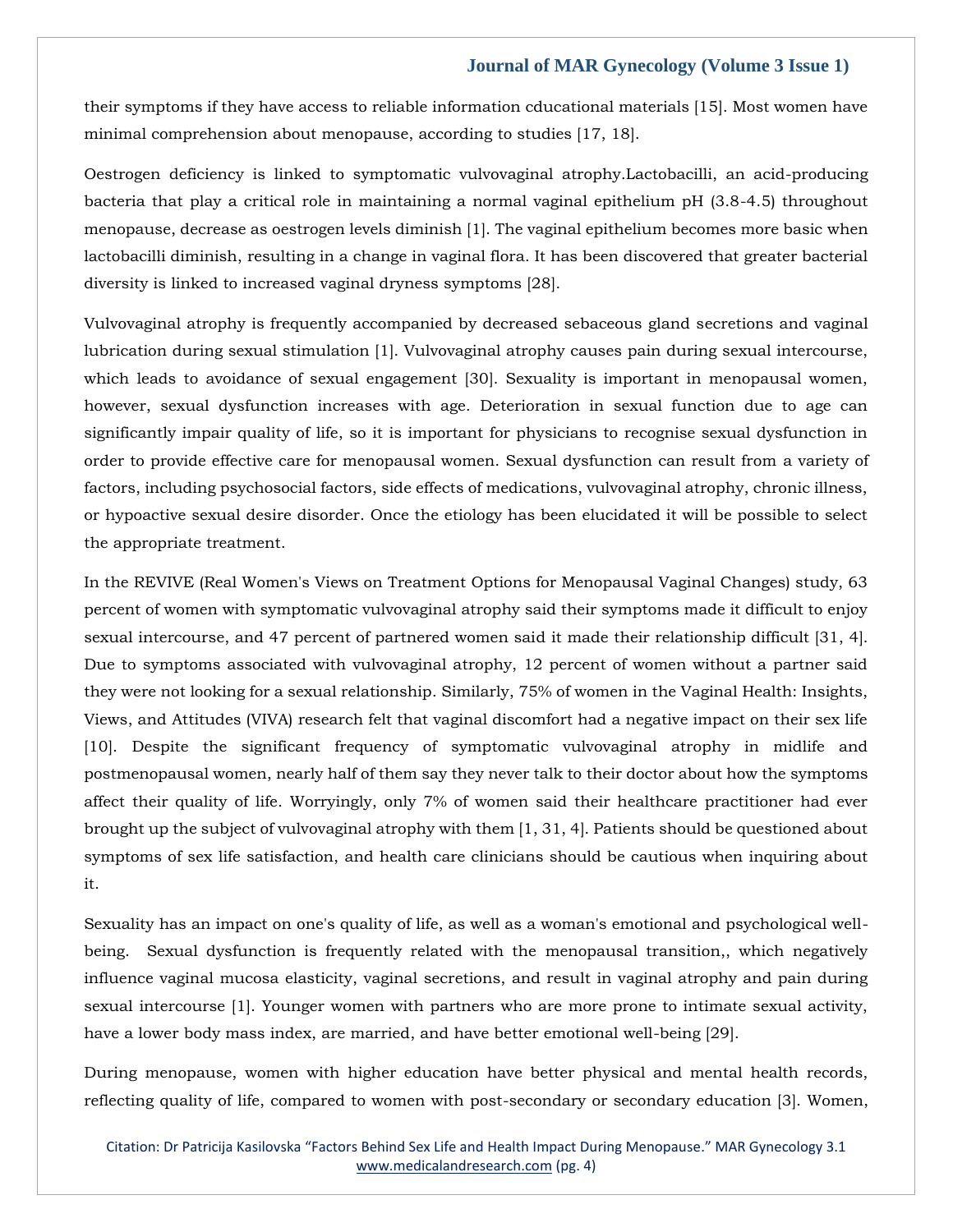their symptoms if they have access to reliable information cducational materials [15]. Most women have minimal comprehension about menopause, according to studies [17, 18].

Oestrogen deficiency is linked to symptomatic vulvovaginal atrophy.Lactobacilli, an acid-producing bacteria that play a critical role in maintaining a normal vaginal epithelium pH (3.8-4.5) throughout menopause, decrease as oestrogen levels diminish [1]. The vaginal epithelium becomes more basic when lactobacilli diminish, resulting in a change in vaginal flora. It has been discovered that greater bacterial diversity is linked to increased vaginal dryness symptoms [28].

Vulvovaginal atrophy is frequently accompanied by decreased sebaceous gland secretions and vaginal lubrication during sexual stimulation [1]. Vulvovaginal atrophy causes pain during sexual intercourse, which leads to avoidance of sexual engagement [30]. Sexuality is important in menopausal women, however, sexual dysfunction increases with age. Deterioration in sexual function due to age can significantly impair quality of life, so it is important for physicians to recognise sexual dysfunction in order to provide effective care for menopausal women. Sexual dysfunction can result from a variety of factors, including psychosocial factors, side effects of medications, vulvovaginal atrophy, chronic illness, or hypoactive sexual desire disorder. Once the etiology has been elucidated it will be possible to select the appropriate treatment.

In the REVIVE (Real Women's Views on Treatment Options for Menopausal Vaginal Changes) study, 63 percent of women with symptomatic vulvovaginal atrophy said their symptoms made it difficult to enjoy sexual intercourse, and 47 percent of partnered women said it made their relationship difficult [31, 4]. Due to symptoms associated with vulvovaginal atrophy, 12 percent of women without a partner said they were not looking for a sexual relationship. Similarly, 75% of women in the Vaginal Health: Insights, Views, and Attitudes (VIVA) research felt that vaginal discomfort had a negative impact on their sex life [10]. Despite the significant frequency of symptomatic vulvovaginal atrophy in midlife and postmenopausal women, nearly half of them say they never talk to their doctor about how the symptoms affect their quality of life. Worryingly, only 7% of women said their healthcare practitioner had ever brought up the subject of vulvovaginal atrophy with them [1, 31, 4]. Patients should be questioned about symptoms of sex life satisfaction, and health care clinicians should be cautious when inquiring about it.

Sexuality has an impact on one's quality of life, as well as a woman's emotional and psychological well-being. Sexual dysfunction is frequently related with the menopausal transition,, which negatively influence vaginal mucosa elasticity, vaginal secretions, and result in vaginal atrophy and pain during sexual intercourse [1]. Younger women with partners who are more prone to intimate sexual activity, have a lower body mass index, are married, and have better emotional well-being [29].

During menopause, women with higher education have better physical and mental health records, reflecting quality of life, compared to women with post-secondary or secondary education [3]. Women,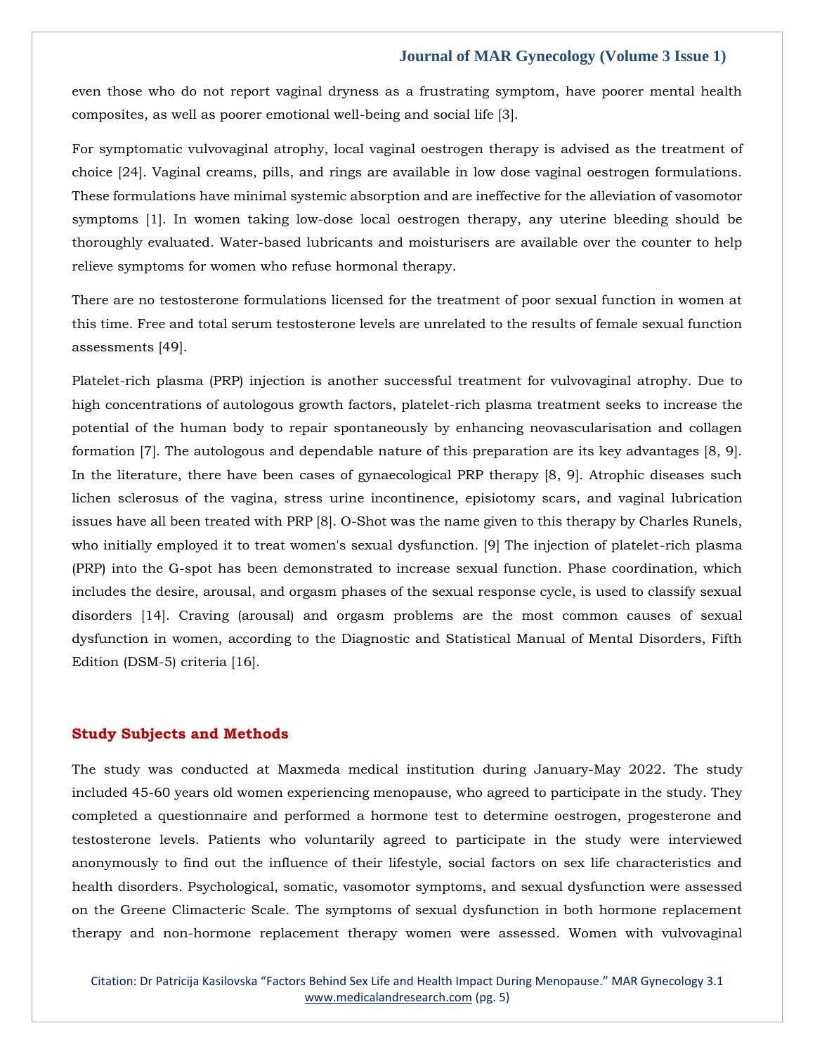even those who do not report vaginal dryness as a frustrating symptom, have poorer mental health composites, as well as poorer emotional well-being and social life [3].

For symptomatic vulvovaginal atrophy, local vaginal oestrogen therapy is advised as the treatment of choice [24]. Vaginal creams, pills, and rings are available in low dose vaginal oestrogen formulations. These formulations have minimal systemic absorption and are ineffective for the alleviation of vasomotor symptoms [1]. In women taking low-dose local oestrogen therapy, any uterine bleeding should be thoroughly evaluated. Water-based lubricants and moisturisers are available over the counter to help relieve symptoms for women who refuse hormonal therapy.

There are no testosterone formulations licensed for the treatment of poor sexual function in women at this time. Free and total serum testosterone levels are unrelated to the results of female sexual function assessments [49].

Platelet-rich plasma (PRP) injection is another successful treatment for vulvovaginal atrophy. Due to high concentrations of autologous growth factors, platelet-rich plasma treatment seeks to increase the potential of the human body to repair spontaneously by enhancing neovascularisation and collagen formation [7]. The autologous and dependable nature of this preparation are its key advantages [8, 9]. In the literature, there have been cases of gynaecological PRP therapy [8, 9]. Atrophic diseases such lichen sclerosus of the vagina, stress urine incontinence, episiotomy scars, and vaginal lubrication issues have all been treated with PRP [8]. O-Shot was the name given to this therapy by Charles Runels, who initially employed it to treat women's sexual dysfunction. [9] The injection of platelet-rich plasma (PRP) into the G-spot has been demonstrated to increase sexual function. Phase coordination, which includes the desire, arousal, and orgasm phases of the sexual response cycle, is used to classify sexual disorders [14]. Craving (arousal) and orgasm problems are the most common causes of sexual dysfunction in women, according to the Diagnostic and Statistical Manual of Mental Disorders, Fifth Edition (DSM-5) criteria [16].

## Study Subjects and Methods

The study was conducted at Maxmeda medical institution during January-May 2022. The study included 45-60 years old women experiencing menopause, who agreed to participate in the study. They completed a questionnaire and performed a hormone test to determine oestrogen, progesterone and testosterone levels. Patients who voluntarily agreed to participate in the study were interviewed anonymously to find out the influence of their lifestyle, social factors on sex life characteristics and health disorders. Psychological, somatic, vasomotor symptoms, and sexual dysfunction were assessed on the Greene Climacteric Scale. The symptoms of sexual dysfunction in both hormone replacement therapy and non-hormone replacement therapy women were assessed. Women with vulvovaginal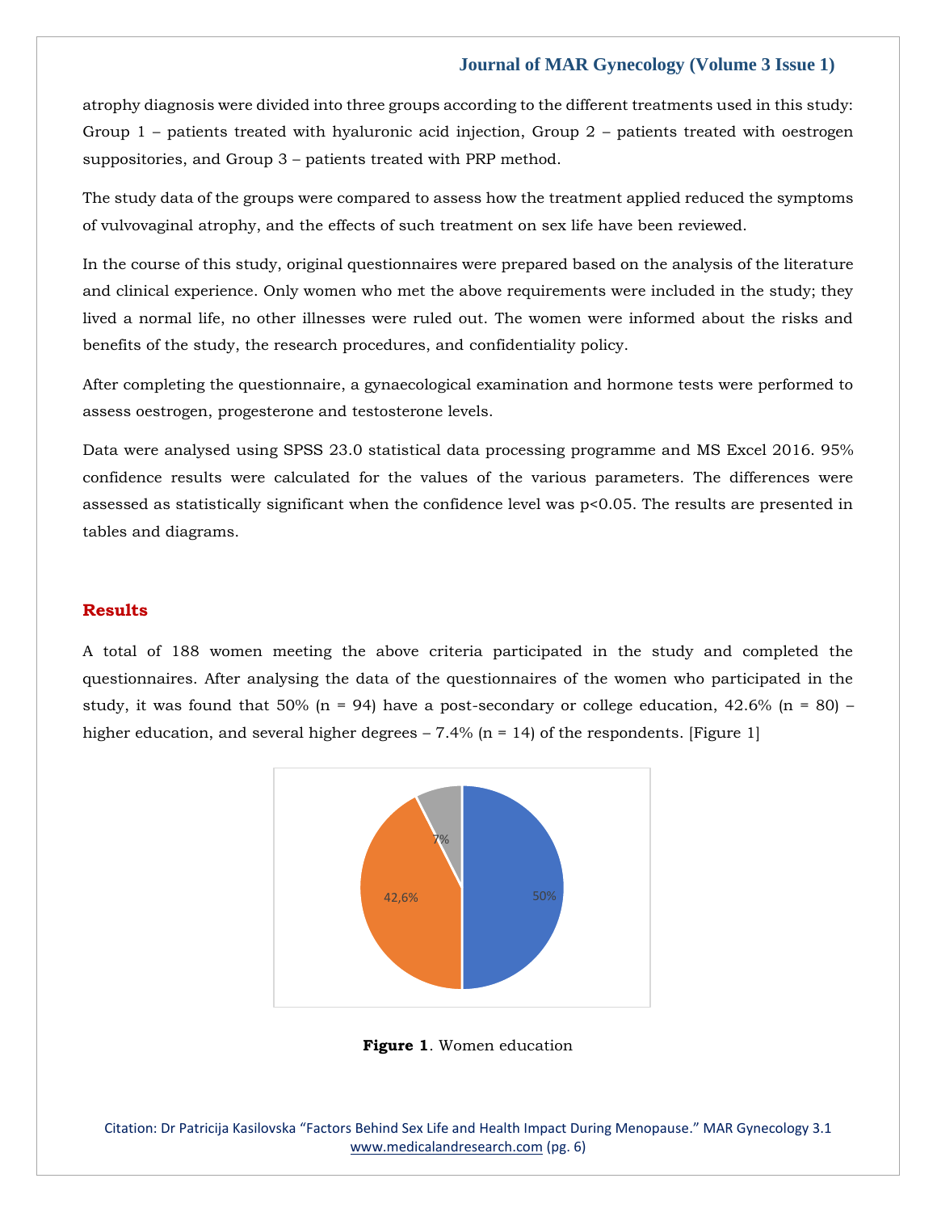atrophy diagnosis were divided into three groups according to the different treatments used in this study: Group 1 – patients treated with hyaluronic acid injection, Group 2 – patients treated with oestrogen suppositories, and Group 3 – patients treated with PRP method.

The study data of the groups were compared to assess how the treatment applied reduced the symptoms of vulvovaginal atrophy, and the effects of such treatment on sex life have been reviewed.

In the course of this study, original questionnaires were prepared based on the analysis of the literature and clinical experience. Only women who met the above requirements were included in the study; they lived a normal life, no other illnesses were ruled out. The women were informed about the risks and benefits of the study, the research procedures, and confidentiality policy.

After completing the questionnaire, a gynaecological examination and hormone tests were performed to assess oestrogen, progesterone and testosterone levels.

Data were analysed using SPSS 23.0 statistical data processing programme and MS Excel 2016. 95% confidence results were calculated for the values of the various parameters. The differences were assessed as statistically significant when the confidence level was $p<0.05$. The results are presented in tables and diagrams.

## Results

A total of 188 women meeting the above criteria participated in the study and completed the questionnaires. After analysing the data of the questionnaires of the women who participated in the study, it was found that 50% (n = 94) have a post-secondary or college education, 42.6% (n = 80) – higher education, and several higher degrees – 7.4% (n = 14) of the respondents. [Figure 1]

**Figure 1**. Women education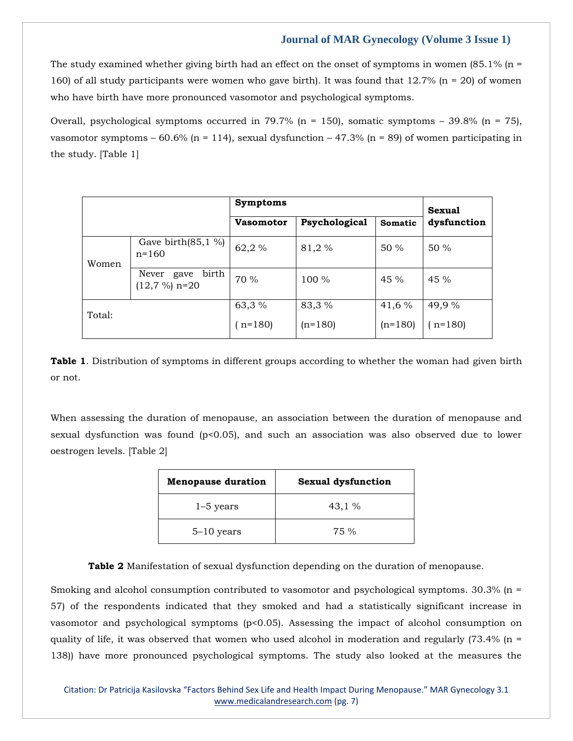The study examined whether giving birth had an effect on the onset of symptoms in women (85.1% (n = 160) of all study participants were women who gave birth). It was found that 12.7% (n = 20) of women who have birth have more pronounced vasomotor and psychological symptoms.

Overall, psychological symptoms occurred in 79.7% (n = 150), somatic symptoms – 39.8% (n = 75), vasomotor symptoms – 60.6% (n = 114), sexual dysfunction – 47.3% (n = 89) of women participating in the study. [Table 1]

| | | **Symptoms** | | | **Sexual dysfunction** |
|---|---|---|---|---|---|
| | | **Vasomotor** | **Psychological** | **Somatic** | |
| Women | Gave birth(85,1 %) n=160 | 62,2 % | 81,2 % | 50 % | 50 % |
| | Never gave birth (12,7 %) n=20 | 70 % | 100 % | 45 % | 45 % |
| Total: | | 63,3 % ( n=180) | 83,3 % (n=180) | 41,6 % (n=180) | 49,9 % ( n=180) |

**Table 1**. Distribution of symptoms in different groups according to whether the woman had given birth or not.

When assessing the duration of menopause, an association between the duration of menopause and sexual dysfunction was found ($p<0.05$), and such an association was also observed due to lower oestrogen levels. [Table 2]

| **Menopause duration** | **Sexual dysfunction** |
|---|---|
| 1–5 years | 43,1 % |
| 5–10 years | 75 % |

**Table 2** Manifestation of sexual dysfunction depending on the duration of menopause.

Smoking and alcohol consumption contributed to vasomotor and psychological symptoms. 30.3% (n = 57) of the respondents indicated that they smoked and had a statistically significant increase in vasomotor and psychological symptoms ($p<0.05$). Assessing the impact of alcohol consumption on quality of life, it was observed that women who used alcohol in moderation and regularly (73.4% (n = 138)) have more pronounced psychological symptoms. The study also looked at the measures the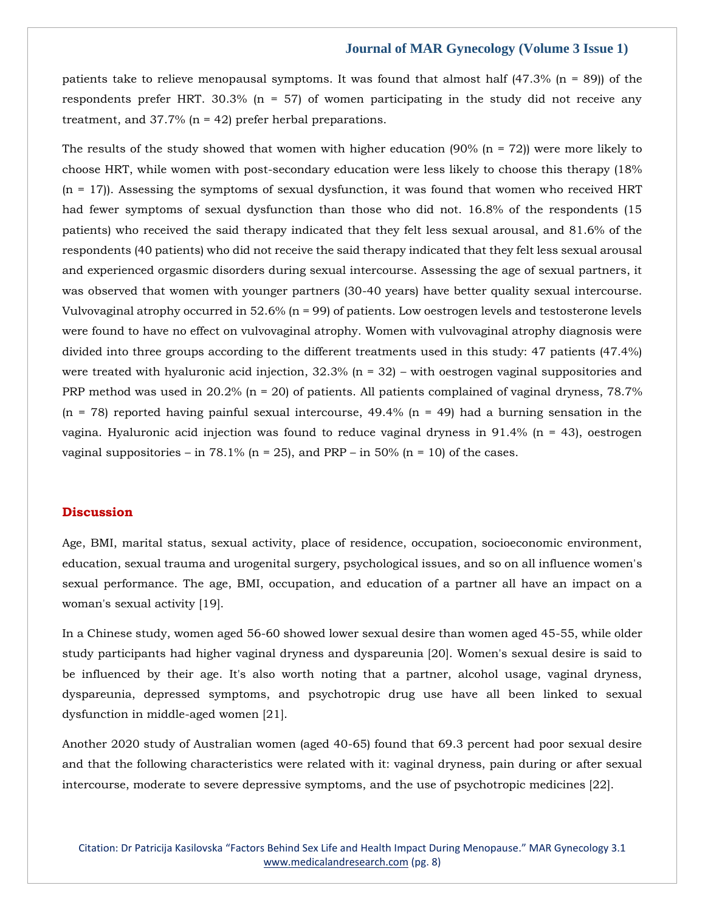patients take to relieve menopausal symptoms. It was found that almost half (47.3% (n = 89)) of the respondents prefer HRT. 30.3% (n = 57) of women participating in the study did not receive any treatment, and 37.7% (n = 42) prefer herbal preparations.

The results of the study showed that women with higher education (90% (n = 72)) were more likely to choose HRT, while women with post-secondary education were less likely to choose this therapy (18% (n = 17)). Assessing the symptoms of sexual dysfunction, it was found that women who received HRT had fewer symptoms of sexual dysfunction than those who did not. 16.8% of the respondents (15 patients) who received the said therapy indicated that they felt less sexual arousal, and 81.6% of the respondents (40 patients) who did not receive the said therapy indicated that they felt less sexual arousal and experienced orgasmic disorders during sexual intercourse. Assessing the age of sexual partners, it was observed that women with younger partners (30-40 years) have better quality sexual intercourse. Vulvovaginal atrophy occurred in 52.6% (n = 99) of patients. Low oestrogen levels and testosterone levels were found to have no effect on vulvovaginal atrophy. Women with vulvovaginal atrophy diagnosis were divided into three groups according to the different treatments used in this study: 47 patients (47.4%) were treated with hyaluronic acid injection, 32.3% (n = 32) – with oestrogen vaginal suppositories and PRP method was used in 20.2% (n = 20) of patients. All patients complained of vaginal dryness, 78.7% (n = 78) reported having painful sexual intercourse, 49.4% (n = 49) had a burning sensation in the vagina. Hyaluronic acid injection was found to reduce vaginal dryness in 91.4% (n = 43), oestrogen vaginal suppositories – in 78.1% (n = 25), and PRP – in 50% (n = 10) of the cases.

## Discussion

Age, BMI, marital status, sexual activity, place of residence, occupation, socioeconomic environment, education, sexual trauma and urogenital surgery, psychological issues, and so on all influence women's sexual performance. The age, BMI, occupation, and education of a partner all have an impact on a woman's sexual activity [19].

In a Chinese study, women aged 56-60 showed lower sexual desire than women aged 45-55, while older study participants had higher vaginal dryness and dyspareunia [20]. Women's sexual desire is said to be influenced by their age. It's also worth noting that a partner, alcohol usage, vaginal dryness, dyspareunia, depressed symptoms, and psychotropic drug use have all been linked to sexual dysfunction in middle-aged women [21].

Another 2020 study of Australian women (aged 40-65) found that 69.3 percent had poor sexual desire and that the following characteristics were related with it: vaginal dryness, pain during or after sexual intercourse, moderate to severe depressive symptoms, and the use of psychotropic medicines [22].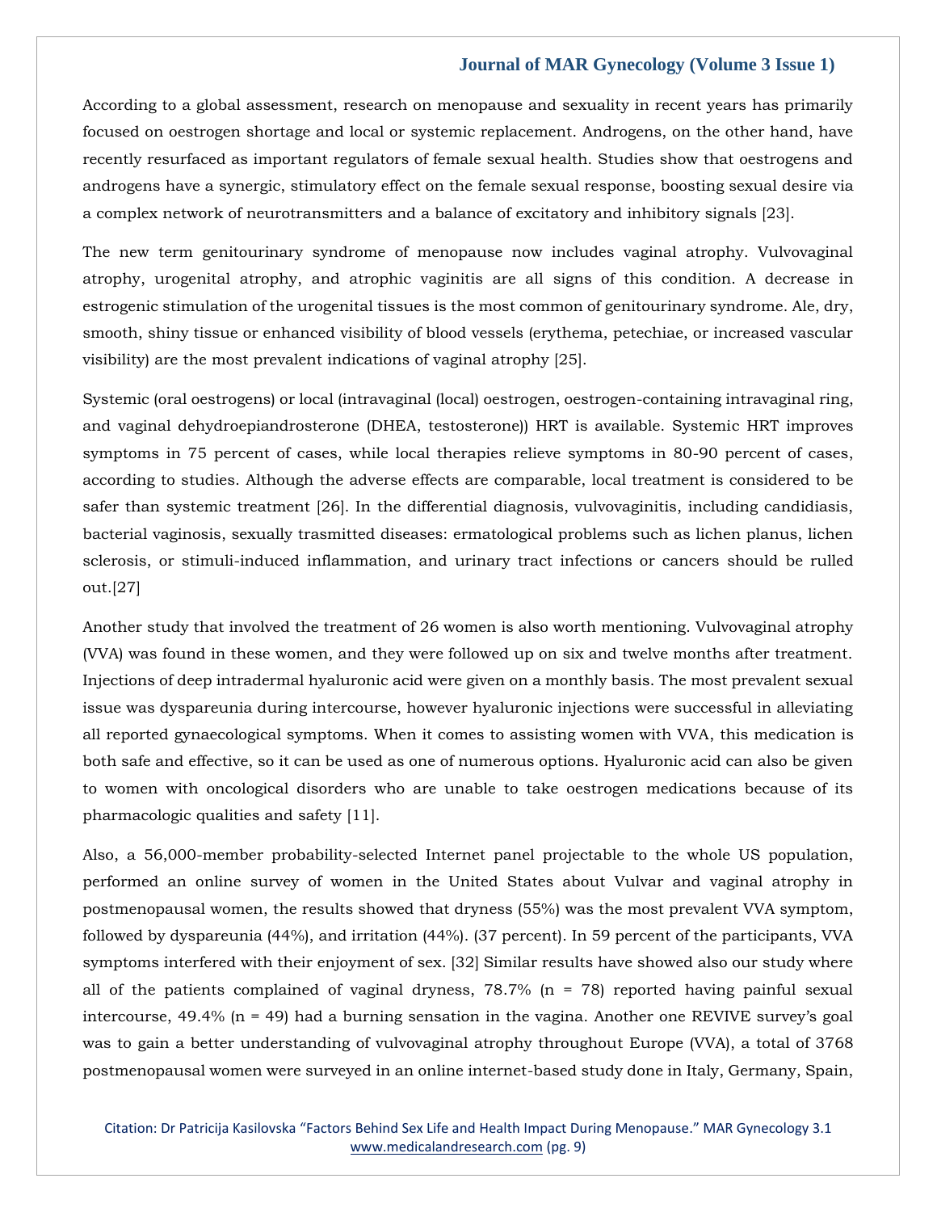According to a global assessment, research on menopause and sexuality in recent years has primarily focused on oestrogen shortage and local or systemic replacement. Androgens, on the other hand, have recently resurfaced as important regulators of female sexual health. Studies show that oestrogens and androgens have a synergic, stimulatory effect on the female sexual response, boosting sexual desire via a complex network of neurotransmitters and a balance of excitatory and inhibitory signals [23].

The new term genitourinary syndrome of menopause now includes vaginal atrophy. Vulvovaginal atrophy, urogenital atrophy, and atrophic vaginitis are all signs of this condition. A decrease in estrogenic stimulation of the urogenital tissues is the most common of genitourinary syndrome. Ale, dry, smooth, shiny tissue or enhanced visibility of blood vessels (erythema, petechiae, or increased vascular visibility) are the most prevalent indications of vaginal atrophy [25].

Systemic (oral oestrogens) or local (intravaginal (local) oestrogen, oestrogen-containing intravaginal ring, and vaginal dehydroepiandrosterone (DHEA, testosterone)) HRT is available. Systemic HRT improves symptoms in 75 percent of cases, while local therapies relieve symptoms in 80-90 percent of cases, according to studies. Although the adverse effects are comparable, local treatment is considered to be safer than systemic treatment [26]. In the differential diagnosis, vulvovaginitis, including candidiasis, bacterial vaginosis, sexually trasmitted diseases: ermatological problems such as lichen planus, lichen sclerosis, or stimuli-induced inflammation, and urinary tract infections or cancers should be rulled out.[27]

Another study that involved the treatment of 26 women is also worth mentioning. Vulvovaginal atrophy (VVA) was found in these women, and they were followed up on six and twelve months after treatment. Injections of deep intradermal hyaluronic acid were given on a monthly basis. The most prevalent sexual issue was dyspareunia during intercourse, however hyaluronic injections were successful in alleviating all reported gynaecological symptoms. When it comes to assisting women with VVA, this medication is both safe and effective, so it can be used as one of numerous options. Hyaluronic acid can also be given to women with oncological disorders who are unable to take oestrogen medications because of its pharmacologic qualities and safety [11].

Also, a 56,000-member probability-selected Internet panel projectable to the whole US population, performed an online survey of women in the United States about Vulvar and vaginal atrophy in postmenopausal women, the results showed that dryness (55%) was the most prevalent VVA symptom, followed by dyspareunia (44%), and irritation (44%). (37 percent). In 59 percent of the participants, VVA symptoms interfered with their enjoyment of sex. [32] Similar results have showed also our study where all of the patients complained of vaginal dryness, 78.7% (n = 78) reported having painful sexual intercourse, 49.4% (n = 49) had a burning sensation in the vagina. Another one REVIVE survey's goal was to gain a better understanding of vulvovaginal atrophy throughout Europe (VVA), a total of 3768 postmenopausal women were surveyed in an online internet-based study done in Italy, Germany, Spain,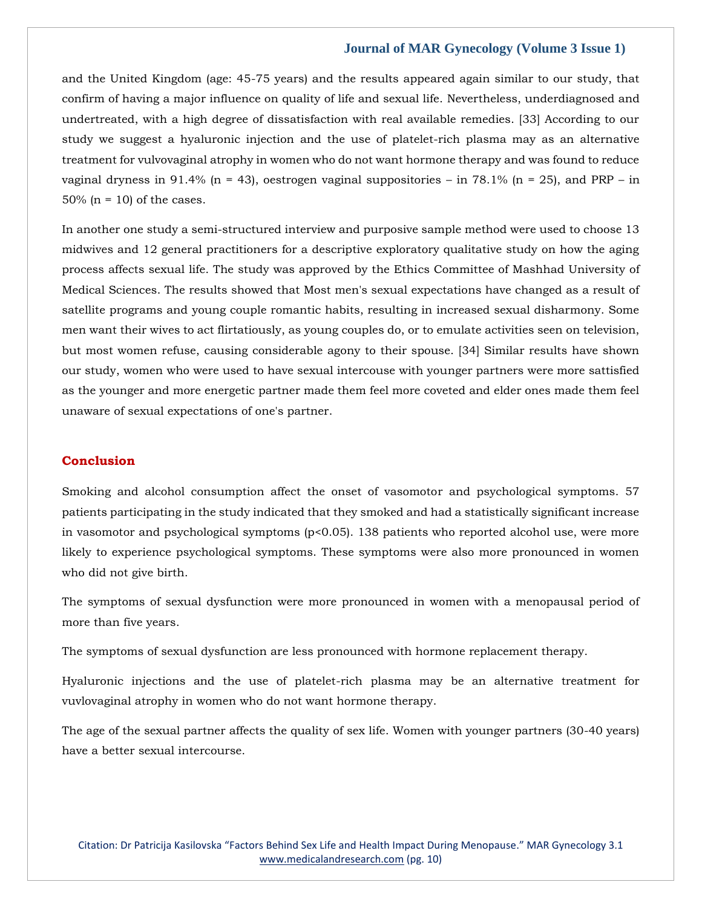and the United Kingdom (age: 45-75 years) and the results appeared again similar to our study, that confirm of having a major influence on quality of life and sexual life. Nevertheless, underdiagnosed and undertreated, with a high degree of dissatisfaction with real available remedies. [33] According to our study we suggest a hyaluronic injection and the use of platelet-rich plasma may as an alternative treatment for vulvovaginal atrophy in women who do not want hormone therapy and was found to reduce vaginal dryness in 91.4% (n = 43), oestrogen vaginal suppositories – in 78.1% (n = 25), and PRP – in 50% (n = 10) of the cases.

In another one study a semi-structured interview and purposive sample method were used to choose 13 midwives and 12 general practitioners for a descriptive exploratory qualitative study on how the aging process affects sexual life. The study was approved by the Ethics Committee of Mashhad University of Medical Sciences. The results showed that Most men's sexual expectations have changed as a result of satellite programs and young couple romantic habits, resulting in increased sexual disharmony. Some men want their wives to act flirtatiously, as young couples do, or to emulate activities seen on television, but most women refuse, causing considerable agony to their spouse. [34] Similar results have shown our study, women who were used to have sexual intercouse with younger partners were more sattisfied as the younger and more energetic partner made them feel more coveted and elder ones made them feel unaware of sexual expectations of one's partner.

## Conclusion

Smoking and alcohol consumption affect the onset of vasomotor and psychological symptoms. 57 patients participating in the study indicated that they smoked and had a statistically significant increase in vasomotor and psychological symptoms ($p<0.05$). 138 patients who reported alcohol use, were more likely to experience psychological symptoms. These symptoms were also more pronounced in women who did not give birth.

The symptoms of sexual dysfunction were more pronounced in women with a menopausal period of more than five years.

The symptoms of sexual dysfunction are less pronounced with hormone replacement therapy.

Hyaluronic injections and the use of platelet-rich plasma may be an alternative treatment for vuvlovaginal atrophy in women who do not want hormone therapy.

The age of the sexual partner affects the quality of sex life. Women with younger partners (30-40 years) have a better sexual intercourse.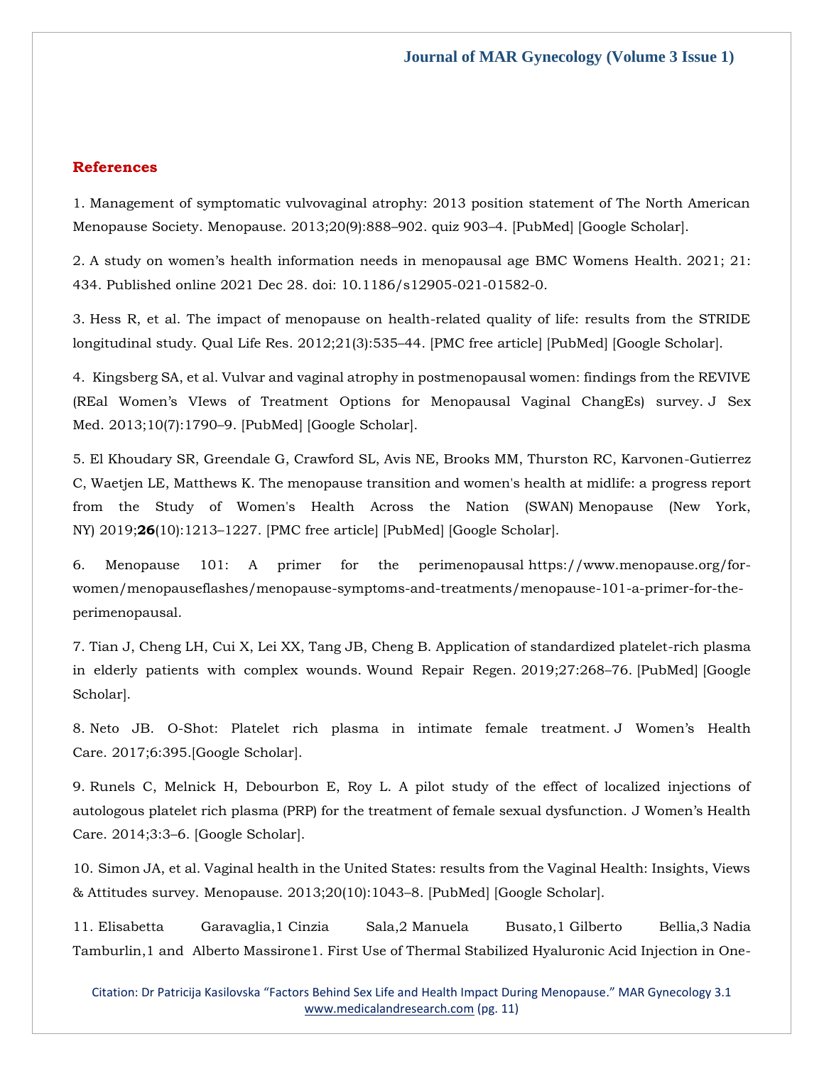## References

1. Management of symptomatic vulvovaginal atrophy: 2013 position statement of The North American Menopause Society. Menopause. 2013;20(9):888–902. quiz 903–4. [PubMed] [Google Scholar].

2. A study on women's health information needs in menopausal age BMC Womens Health. 2021; 21: 434. Published online 2021 Dec 28. doi: 10.1186/s12905-021-01582-0.

3. Hess R, et al. The impact of menopause on health-related quality of life: results from the STRIDE longitudinal study. Qual Life Res. 2012;21(3):535–44. [PMC free article] [PubMed] [Google Scholar].

4. Kingsberg SA, et al. Vulvar and vaginal atrophy in postmenopausal women: findings from the REVIVE (REal Women's VIews of Treatment Options for Menopausal Vaginal ChangEs) survey. J Sex Med. 2013;10(7):1790–9. [PubMed] [Google Scholar].

5. El Khoudary SR, Greendale G, Crawford SL, Avis NE, Brooks MM, Thurston RC, Karvonen-Gutierrez C, Waetjen LE, Matthews K. The menopause transition and women's health at midlife: a progress report from the Study of Women's Health Across the Nation (SWAN) Menopause (New York, NY) 2019;**26**(10):1213–1227. [PMC free article] [PubMed] [Google Scholar].

6. Menopause 101: A primer for the perimenopausal https://www.menopause.org/for-women/menopauseflashes/menopause-symptoms-and-treatments/menopause-101-a-primer-for-the-perimenopausal.

7. Tian J, Cheng LH, Cui X, Lei XX, Tang JB, Cheng B. Application of standardized platelet-rich plasma in elderly patients with complex wounds. Wound Repair Regen. 2019;27:268–76. [PubMed] [Google Scholar].

8. Neto JB. O-Shot: Platelet rich plasma in intimate female treatment. J Women's Health Care. 2017;6:395.[Google Scholar].

9. Runels C, Melnick H, Debourbon E, Roy L. A pilot study of the effect of localized injections of autologous platelet rich plasma (PRP) for the treatment of female sexual dysfunction. J Women's Health Care. 2014;3:3–6. [Google Scholar].

10. Simon JA, et al. Vaginal health in the United States: results from the Vaginal Health: Insights, Views & Attitudes survey. Menopause. 2013;20(10):1043–8. [PubMed] [Google Scholar].

11. Elisabetta Garavaglia,1 Cinzia Sala,2 Manuela Busato,1 Gilberto Bellia,3 Nadia Tamburlin,1 and Alberto Massirone1. First Use of Thermal Stabilized Hyaluronic Acid Injection in One-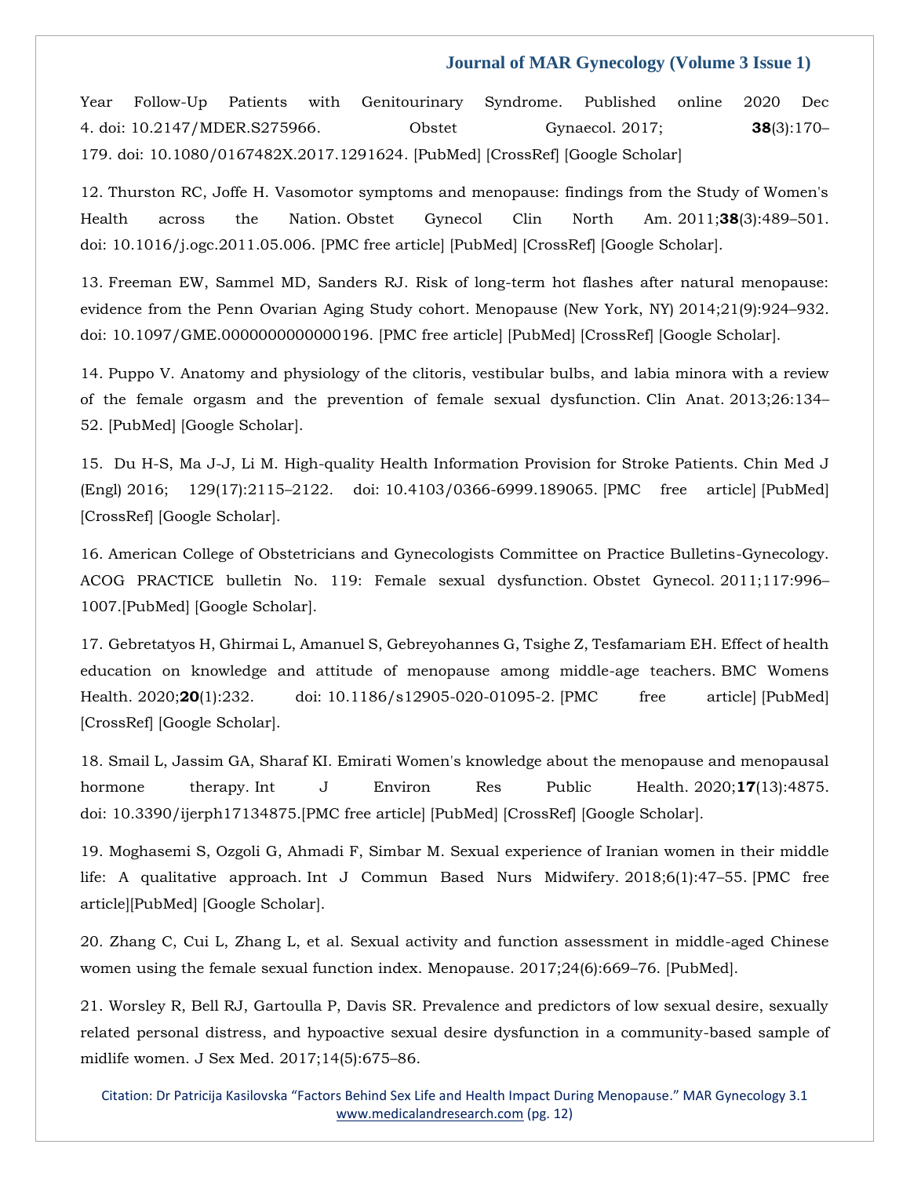Year Follow-Up Patients with Genitourinary Syndrome. Published online 2020 Dec 4. doi: 10.2147/MDER.S275966. Obstet Gynaecol. 2017; **38**(3):170–179. doi: 10.1080/0167482X.2017.1291624. [PubMed] [CrossRef] [Google Scholar]

12. Thurston RC, Joffe H. Vasomotor symptoms and menopause: findings from the Study of Women's Health across the Nation. Obstet Gynecol Clin North Am. 2011;**38**(3):489–501. doi: 10.1016/j.ogc.2011.05.006. [PMC free article] [PubMed] [CrossRef] [Google Scholar].

13. Freeman EW, Sammel MD, Sanders RJ. Risk of long-term hot flashes after natural menopause: evidence from the Penn Ovarian Aging Study cohort. Menopause (New York, NY) 2014;21(9):924–932. doi: 10.1097/GME.0000000000000196. [PMC free article] [PubMed] [CrossRef] [Google Scholar].

14. Puppo V. Anatomy and physiology of the clitoris, vestibular bulbs, and labia minora with a review of the female orgasm and the prevention of female sexual dysfunction. Clin Anat. 2013;26:134–52. [PubMed] [Google Scholar].

15. Du H-S, Ma J-J, Li M. High-quality Health Information Provision for Stroke Patients. Chin Med J (Engl) 2016; 129(17):2115–2122. doi: 10.4103/0366-6999.189065. [PMC free article] [PubMed] [CrossRef] [Google Scholar].

16. American College of Obstetricians and Gynecologists Committee on Practice Bulletins-Gynecology. ACOG PRACTICE bulletin No. 119: Female sexual dysfunction. Obstet Gynecol. 2011;117:996–1007.[PubMed] [Google Scholar].

17. Gebretatyos H, Ghirmai L, Amanuel S, Gebreyohannes G, Tsighe Z, Tesfamariam EH. Effect of health education on knowledge and attitude of menopause among middle-age teachers. BMC Womens Health. 2020;**20**(1):232. doi: 10.1186/s12905-020-01095-2. [PMC free article] [PubMed] [CrossRef] [Google Scholar].

18. Smail L, Jassim GA, Sharaf KI. Emirati Women's knowledge about the menopause and menopausal hormone therapy. Int J Environ Res Public Health. 2020;**17**(13):4875. doi: 10.3390/ijerph17134875.[PMC free article] [PubMed] [CrossRef] [Google Scholar].

19. Moghasemi S, Ozgoli G, Ahmadi F, Simbar M. Sexual experience of Iranian women in their middle life: A qualitative approach. Int J Commun Based Nurs Midwifery. 2018;6(1):47–55. [PMC free article][PubMed] [Google Scholar].

20. Zhang C, Cui L, Zhang L, et al. Sexual activity and function assessment in middle-aged Chinese women using the female sexual function index. Menopause. 2017;24(6):669–76. [PubMed].

21. Worsley R, Bell RJ, Gartoulla P, Davis SR. Prevalence and predictors of low sexual desire, sexually related personal distress, and hypoactive sexual desire dysfunction in a community-based sample of midlife women. J Sex Med. 2017;14(5):675–86.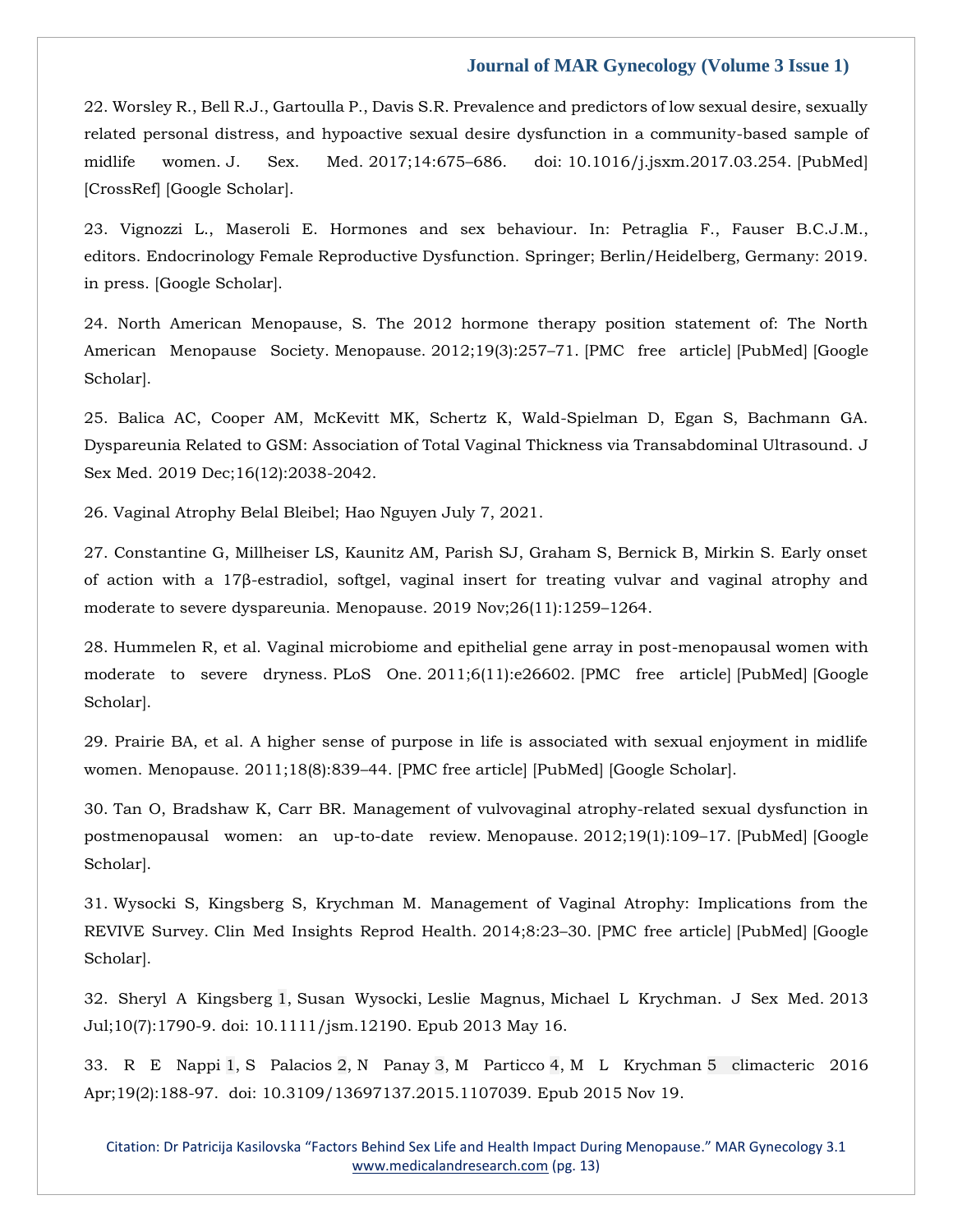22. Worsley R., Bell R.J., Gartoulla P., Davis S.R. Prevalence and predictors of low sexual desire, sexually related personal distress, and hypoactive sexual desire dysfunction in a community-based sample of midlife women. J. Sex. Med. 2017;14:675–686. doi: 10.1016/j.jsxm.2017.03.254. [PubMed] [CrossRef] [Google Scholar].

23. Vignozzi L., Maseroli E. Hormones and sex behaviour. In: Petraglia F., Fauser B.C.J.M., editors. Endocrinology Female Reproductive Dysfunction. Springer; Berlin/Heidelberg, Germany: 2019. in press. [Google Scholar].

24. North American Menopause, S. The 2012 hormone therapy position statement of: The North American Menopause Society. Menopause. 2012;19(3):257–71. [PMC free article] [PubMed] [Google Scholar].

25. Balica AC, Cooper AM, McKevitt MK, Schertz K, Wald-Spielman D, Egan S, Bachmann GA. Dyspareunia Related to GSM: Association of Total Vaginal Thickness via Transabdominal Ultrasound. J Sex Med. 2019 Dec;16(12):2038-2042.

26. Vaginal Atrophy Belal Bleibel; Hao Nguyen July 7, 2021.

27. Constantine G, Millheiser LS, Kaunitz AM, Parish SJ, Graham S, Bernick B, Mirkin S. Early onset of action with a 17β-estradiol, softgel, vaginal insert for treating vulvar and vaginal atrophy and moderate to severe dyspareunia. Menopause. 2019 Nov;26(11):1259–1264.

28. Hummelen R, et al. Vaginal microbiome and epithelial gene array in post-menopausal women with moderate to severe dryness. PLoS One. 2011;6(11):e26602. [PMC free article] [PubMed] [Google Scholar].

29. Prairie BA, et al. A higher sense of purpose in life is associated with sexual enjoyment in midlife women. Menopause. 2011;18(8):839–44. [PMC free article] [PubMed] [Google Scholar].

30. Tan O, Bradshaw K, Carr BR. Management of vulvovaginal atrophy-related sexual dysfunction in postmenopausal women: an up-to-date review. Menopause. 2012;19(1):109–17. [PubMed] [Google Scholar].

31. Wysocki S, Kingsberg S, Krychman M. Management of Vaginal Atrophy: Implications from the REVIVE Survey. Clin Med Insights Reprod Health. 2014;8:23–30. [PMC free article] [PubMed] [Google Scholar].

32. Sheryl A Kingsberg 1, Susan Wysocki, Leslie Magnus, Michael L Krychman. J Sex Med. 2013 Jul;10(7):1790-9. doi: 10.1111/jsm.12190. Epub 2013 May 16.

33. R E Nappi 1, S Palacios 2, N Panay 3, M Particco 4, M L Krychman 5 climacteric 2016 Apr;19(2):188-97. doi: 10.3109/13697137.2015.1107039. Epub 2015 Nov 19.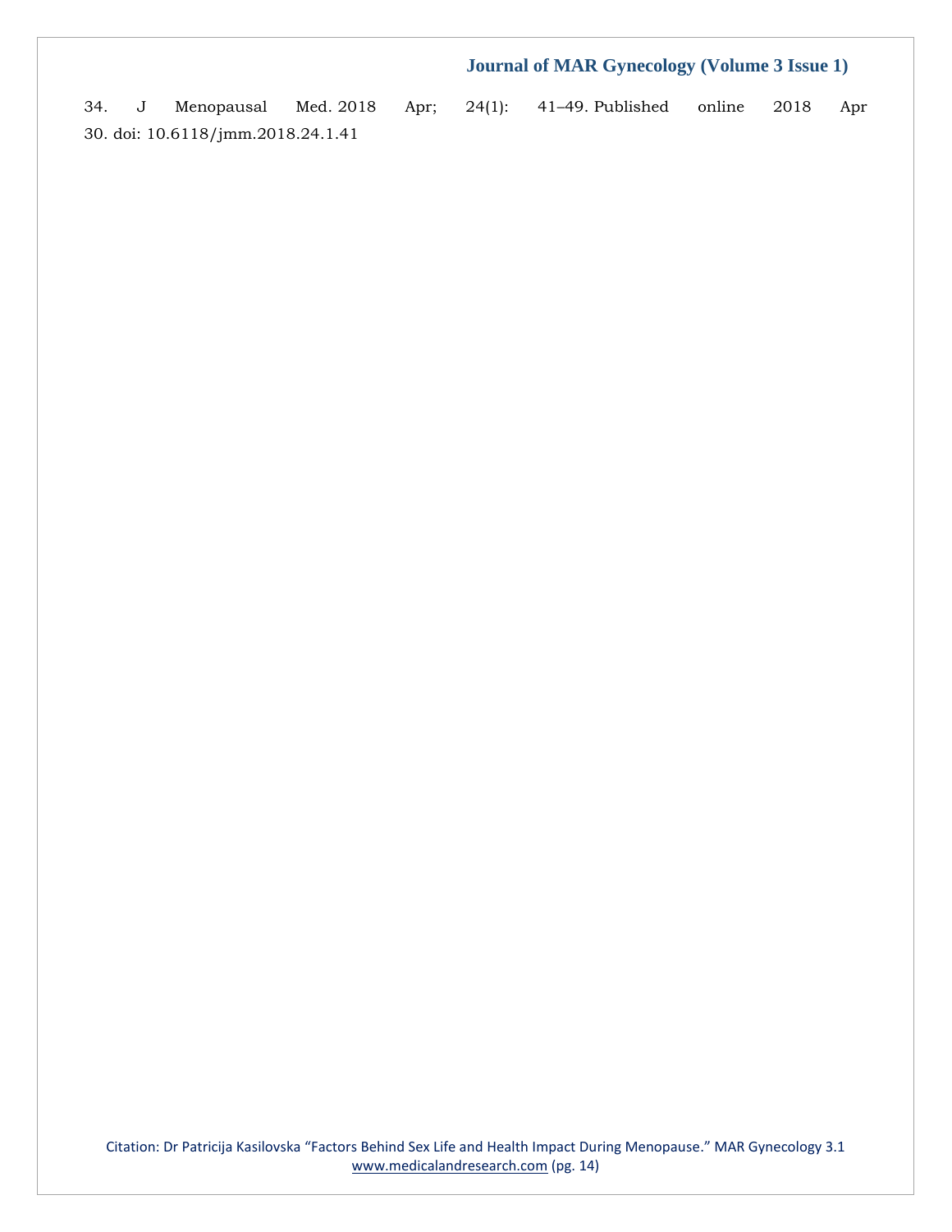34. J Menopausal Med. 2018 Apr; 24(1): 41–49. Published online 2018 Apr 30. doi: 10.6118/jmm.2018.24.1.41